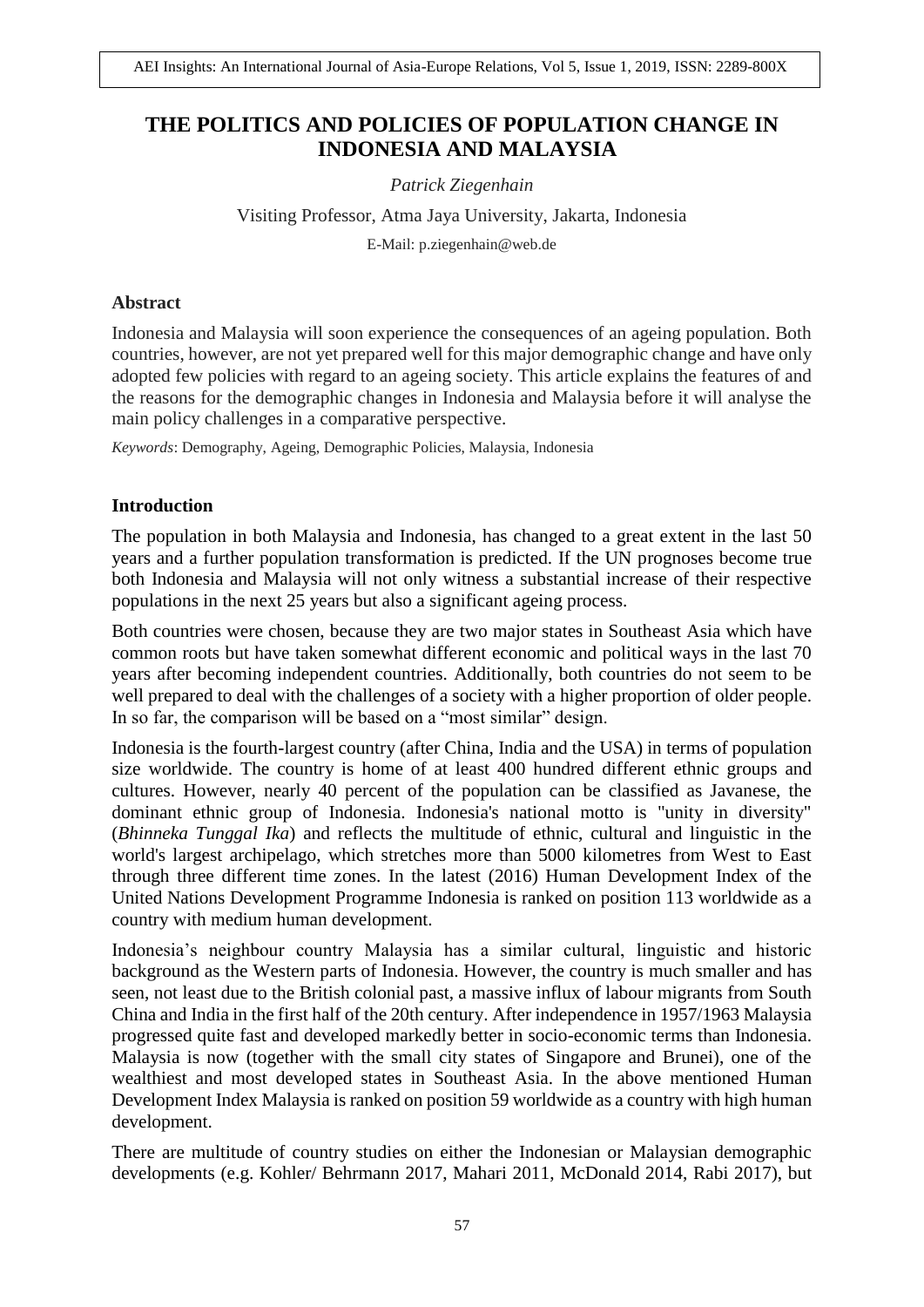# THE POLITICS AND POLICIES OF POPULATION CHANGE IN INDONESIA AND MALAYSIA

*Patrick Ziegenhain*

Visiting Professor, Atma Jaya University, Jakarta, Indonesia

E-Mail: p.ziegenhain@web.de

## Abstract

Indonesia and Malaysia will soon experience the consequences of an ageing population. Both countries, however, are not yet prepared well for this major demographic change and have only adopted few policies with regard to an ageing society. This article explains the features of and the reasons for the demographic changes in Indonesia and Malaysia before it will analyse the main policy challenges in a comparative perspective.

*Keywords*: Demography, Ageing, Demographic Policies, Malaysia, Indonesia

## Introduction

The population in both Malaysia and Indonesia, has changed to a great extent in the last 50 years and a further population transformation is predicted. If the UN prognoses become true both Indonesia and Malaysia will not only witness a substantial increase of their respective populations in the next 25 years but also a significant ageing process.

Both countries were chosen, because they are two major states in Southeast Asia which have common roots but have taken somewhat different economic and political ways in the last 70 years after becoming independent countries. Additionally, both countries do not seem to be well prepared to deal with the challenges of a society with a higher proportion of older people. In so far, the comparison will be based on a "most similar" design.

Indonesia is the fourth-largest country (after China, India and the USA) in terms of population size worldwide. The country is home of at least 400 hundred different ethnic groups and cultures. However, nearly 40 percent of the population can be classified as Javanese, the dominant ethnic group of Indonesia. Indonesia's national motto is "unity in diversity" (*Bhinneka Tunggal Ika*) and reflects the multitude of ethnic, cultural and linguistic in the world's largest archipelago, which stretches more than 5000 kilometres from West to East through three different time zones. In the latest (2016) Human Development Index of the United Nations Development Programme Indonesia is ranked on position 113 worldwide as a country with medium human development.

Indonesia's neighbour country Malaysia has a similar cultural, linguistic and historic background as the Western parts of Indonesia. However, the country is much smaller and has seen, not least due to the British colonial past, a massive influx of labour migrants from South China and India in the first half of the 20th century. After independence in 1957/1963 Malaysia progressed quite fast and developed markedly better in socio-economic terms than Indonesia. Malaysia is now (together with the small city states of Singapore and Brunei), one of the wealthiest and most developed states in Southeast Asia. In the above mentioned Human Development Index Malaysia is ranked on position 59 worldwide as a country with high human development.

There are multitude of country studies on either the Indonesian or Malaysian demographic developments (e.g. Kohler/ Behrmann 2017, Mahari 2011, McDonald 2014, Rabi 2017), but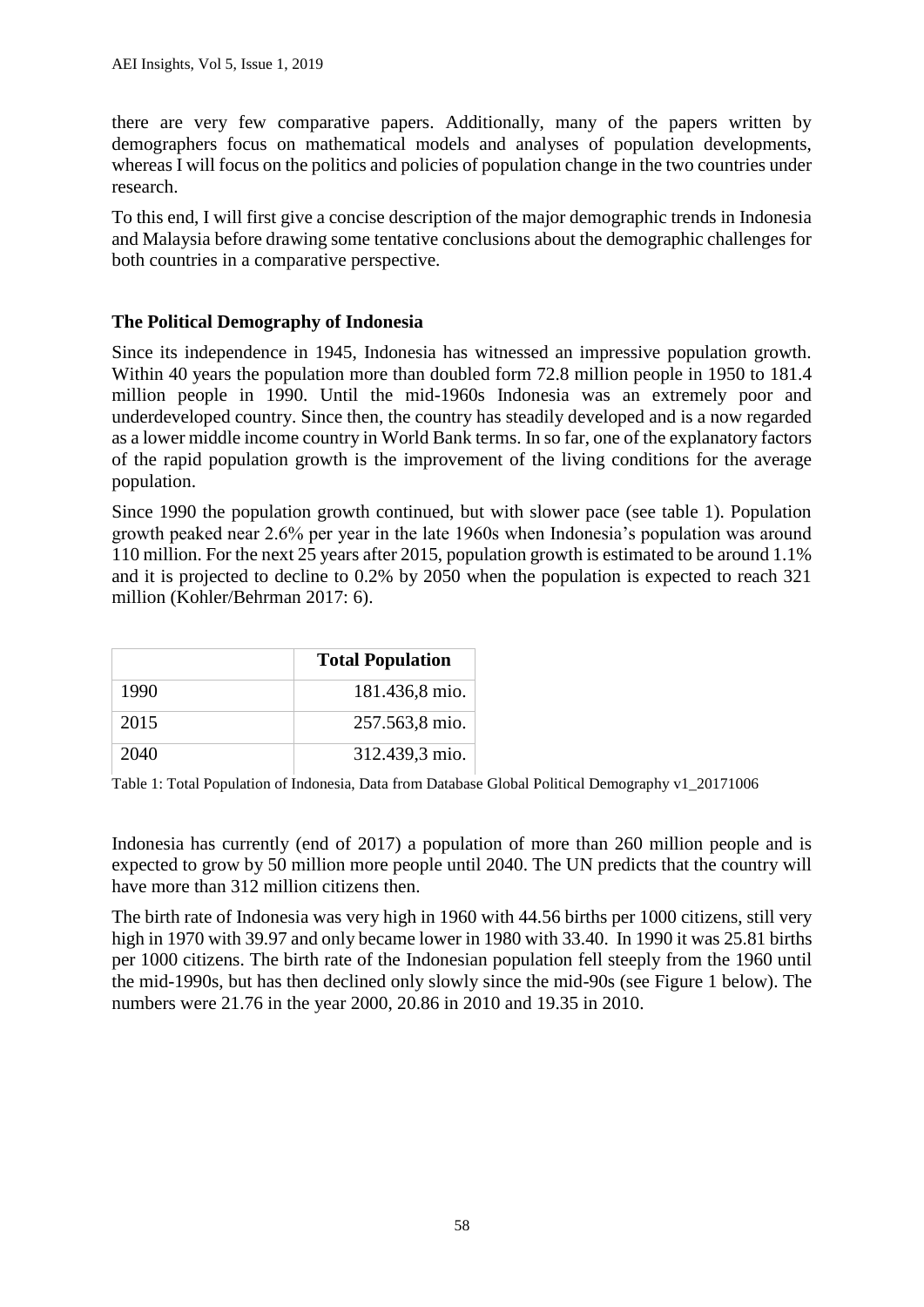there are very few comparative papers. Additionally, many of the papers written by demographers focus on mathematical models and analyses of population developments, whereas I will focus on the politics and policies of population change in the two countries under research.

To this end, I will first give a concise description of the major demographic trends in Indonesia and Malaysia before drawing some tentative conclusions about the demographic challenges for both countries in a comparative perspective.

## The Political Demography of Indonesia

Since its independence in 1945, Indonesia has witnessed an impressive population growth. Within 40 years the population more than doubled form 72.8 million people in 1950 to 181.4 million people in 1990. Until the mid-1960s Indonesia was an extremely poor and underdeveloped country. Since then, the country has steadily developed and is a now regarded as a lower middle income country in World Bank terms. In so far, one of the explanatory factors of the rapid population growth is the improvement of the living conditions for the average population.

Since 1990 the population growth continued, but with slower pace (see table 1). Population growth peaked near 2.6% per year in the late 1960s when Indonesia's population was around 110 million. For the next 25 years after 2015, population growth is estimated to be around 1.1% and it is projected to decline to 0.2% by 2050 when the population is expected to reach 321 million (Kohler/Behrman 2017: 6).

| | Total Population |
|---|---|
| 1990 | 181.436,8 mio. |
| 2015 | 257.563,8 mio. |
| 2040 | 312.439,3 mio. |

Table 1: Total Population of Indonesia, Data from Database Global Political Demography v1_20171006

Indonesia has currently (end of 2017) a population of more than 260 million people and is expected to grow by 50 million more people until 2040. The UN predicts that the country will have more than 312 million citizens then.

The birth rate of Indonesia was very high in 1960 with 44.56 births per 1000 citizens, still very high in 1970 with 39.97 and only became lower in 1980 with 33.40. In 1990 it was 25.81 births per 1000 citizens. The birth rate of the Indonesian population fell steeply from the 1960 until the mid-1990s, but has then declined only slowly since the mid-90s (see Figure 1 below). The numbers were 21.76 in the year 2000, 20.86 in 2010 and 19.35 in 2010.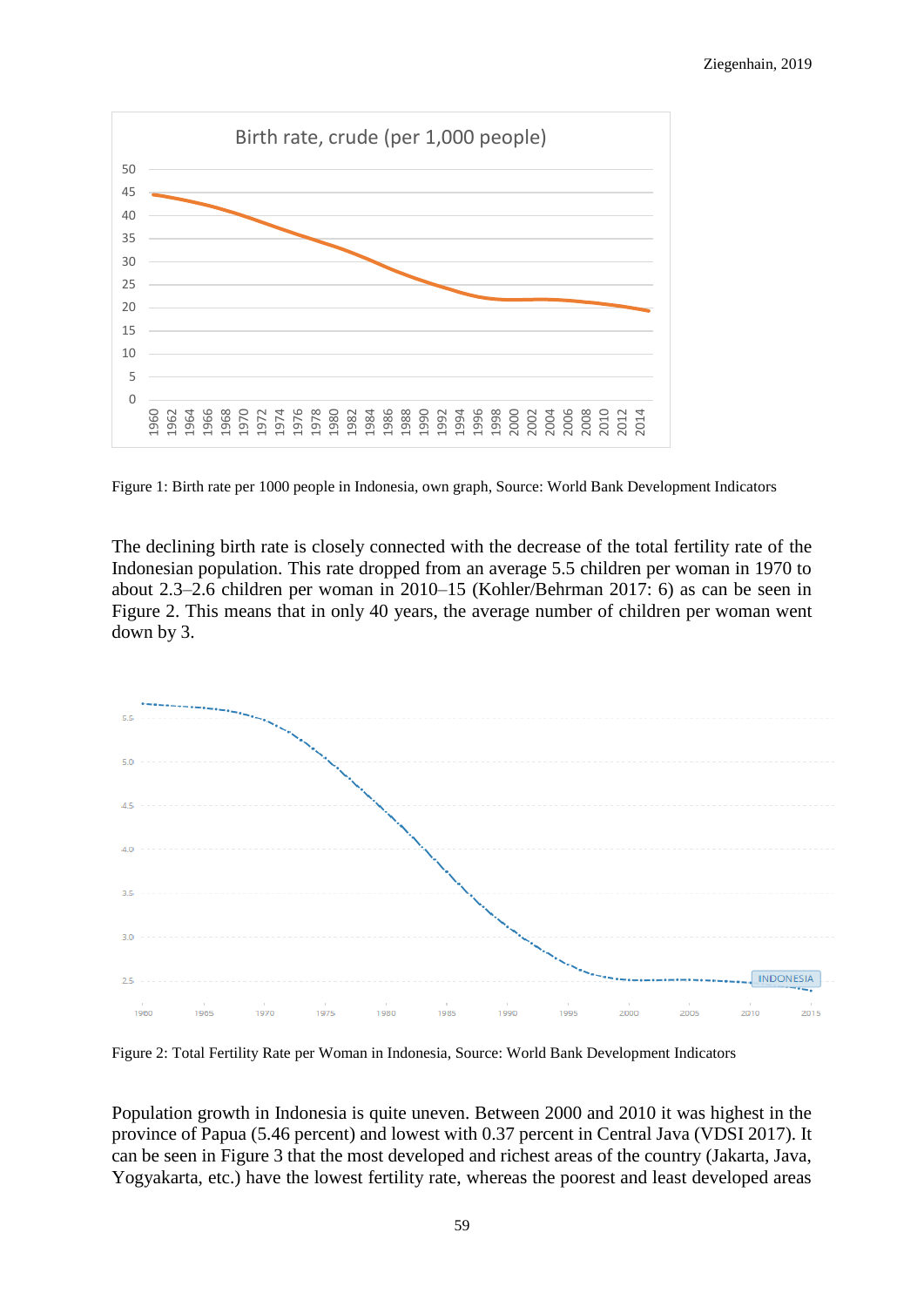Figure 1: Birth rate per 1000 people in Indonesia, own graph, Source: World Bank Development Indicators

The declining birth rate is closely connected with the decrease of the total fertility rate of the Indonesian population. This rate dropped from an average 5.5 children per woman in 1970 to about 2.3–2.6 children per woman in 2010–15 (Kohler/Behrman 2017: 6) as can be seen in Figure 2. This means that in only 40 years, the average number of children per woman went down by 3.

Figure 2: Total Fertility Rate per Woman in Indonesia, Source: World Bank Development Indicators

Population growth in Indonesia is quite uneven. Between 2000 and 2010 it was highest in the province of Papua (5.46 percent) and lowest with 0.37 percent in Central Java (VDSI 2017). It can be seen in Figure 3 that the most developed and richest areas of the country (Jakarta, Java, Yogyakarta, etc.) have the lowest fertility rate, whereas the poorest and least developed areas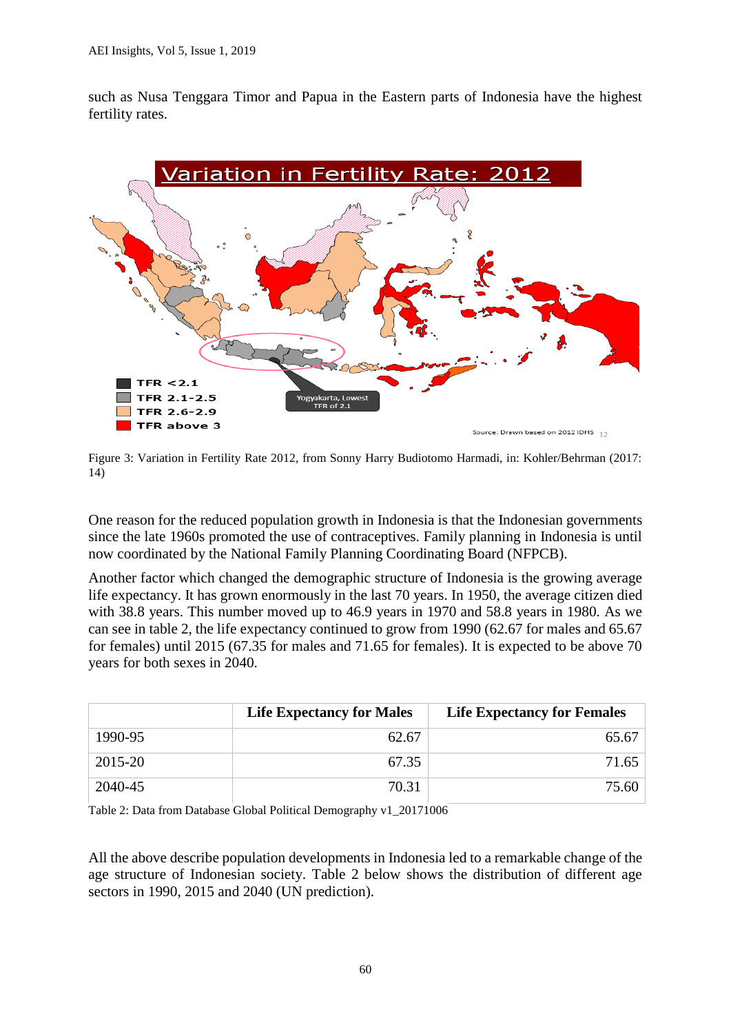such as Nusa Tenggara Timor and Papua in the Eastern parts of Indonesia have the highest fertility rates.

Figure 3: Variation in Fertility Rate 2012, from Sonny Harry Budiotomo Harmadi, in: Kohler/Behrman (2017: 14)

One reason for the reduced population growth in Indonesia is that the Indonesian governments since the late 1960s promoted the use of contraceptives. Family planning in Indonesia is until now coordinated by the National Family Planning Coordinating Board (NFPCB).

Another factor which changed the demographic structure of Indonesia is the growing average life expectancy. It has grown enormously in the last 70 years. In 1950, the average citizen died with 38.8 years. This number moved up to 46.9 years in 1970 and 58.8 years in 1980. As we can see in table 2, the life expectancy continued to grow from 1990 (62.67 for males and 65.67 for females) until 2015 (67.35 for males and 71.65 for females). It is expected to be above 70 years for both sexes in 2040.

| | **Life Expectancy for Males** | **Life Expectancy for Females** |
|---|---:|---:|
| 1990-95 | 62.67 | 65.67 |
| 2015-20 | 67.35 | 71.65 |
| 2040-45 | 70.31 | 75.60 |

Table 2: Data from Database Global Political Demography v1_20171006

All the above describe population developments in Indonesia led to a remarkable change of the age structure of Indonesian society. Table 2 below shows the distribution of different age sectors in 1990, 2015 and 2040 (UN prediction).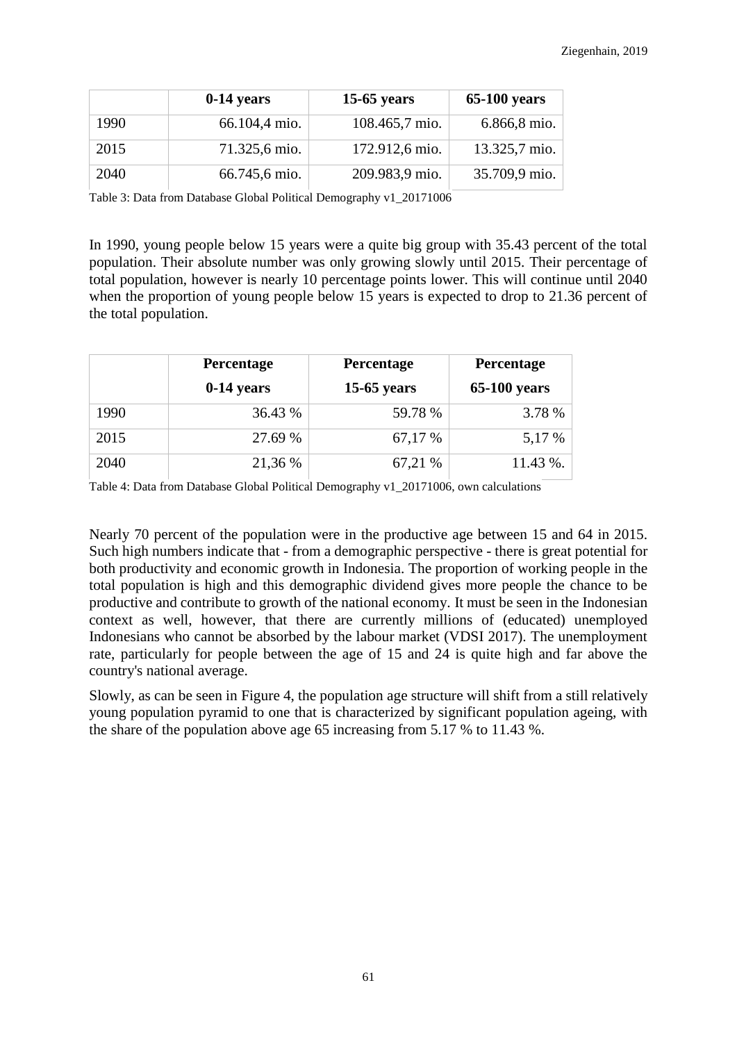| | **0-14 years** | **15-65 years** | **65-100 years** |
|---|---|---|---|
| 1990 | 66.104,4 mio. | 108.465,7 mio. | 6.866,8 mio. |
| 2015 | 71.325,6 mio. | 172.912,6 mio. | 13.325,7 mio. |
| 2040 | 66.745,6 mio. | 209.983,9 mio. | 35.709,9 mio. |

Table 3: Data from Database Global Political Demography v1_20171006

In 1990, young people below 15 years were a quite big group with 35.43 percent of the total population. Their absolute number was only growing slowly until 2015. Their percentage of total population, however is nearly 10 percentage points lower. This will continue until 2040 when the proportion of young people below 15 years is expected to drop to 21.36 percent of the total population.

| | **Percentage 0-14 years** | **Percentage 15-65 years** | **Percentage 65-100 years** |
|---|---|---|---|
| 1990 | 36.43 % | 59.78 % | 3.78 % |
| 2015 | 27.69 % | 67,17 % | 5,17 % |
| 2040 | 21,36 % | 67,21 % | 11.43 %. |

Table 4: Data from Database Global Political Demography v1_20171006, own calculations

Nearly 70 percent of the population were in the productive age between 15 and 64 in 2015. Such high numbers indicate that - from a demographic perspective - there is great potential for both productivity and economic growth in Indonesia. The proportion of working people in the total population is high and this demographic dividend gives more people the chance to be productive and contribute to growth of the national economy. It must be seen in the Indonesian context as well, however, that there are currently millions of (educated) unemployed Indonesians who cannot be absorbed by the labour market (VDSI 2017). The unemployment rate, particularly for people between the age of 15 and 24 is quite high and far above the country's national average.

Slowly, as can be seen in Figure 4, the population age structure will shift from a still relatively young population pyramid to one that is characterized by significant population ageing, with the share of the population above age 65 increasing from 5.17 % to 11.43 %.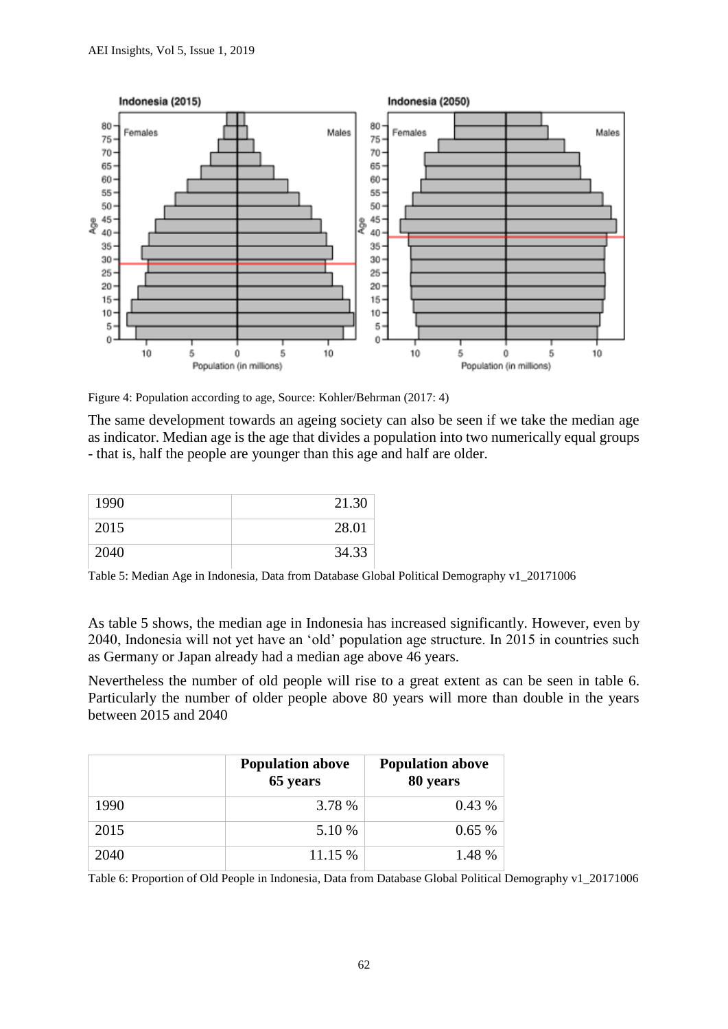Figure 4: Population according to age, Source: Kohler/Behrman (2017: 4)

The same development towards an ageing society can also be seen if we take the median age as indicator. Median age is the age that divides a population into two numerically equal groups - that is, half the people are younger than this age and half are older.

| | |
|---|---|
| 1990 | 21.30 |
| 2015 | 28.01 |
| 2040 | 34.33 |

Table 5: Median Age in Indonesia, Data from Database Global Political Demography v1_20171006

As table 5 shows, the median age in Indonesia has increased significantly. However, even by 2040, Indonesia will not yet have an 'old' population age structure. In 2015 in countries such as Germany or Japan already had a median age above 46 years.

Nevertheless the number of old people will rise to a great extent as can be seen in table 6. Particularly the number of older people above 80 years will more than double in the years between 2015 and 2040

| | **Population above 65 years** | **Population above 80 years** |
|---|---|---|
| 1990 | 3.78 % | 0.43 % |
| 2015 | 5.10 % | 0.65 % |
| 2040 | 11.15 % | 1.48 % |

Table 6: Proportion of Old People in Indonesia, Data from Database Global Political Demography v1_20171006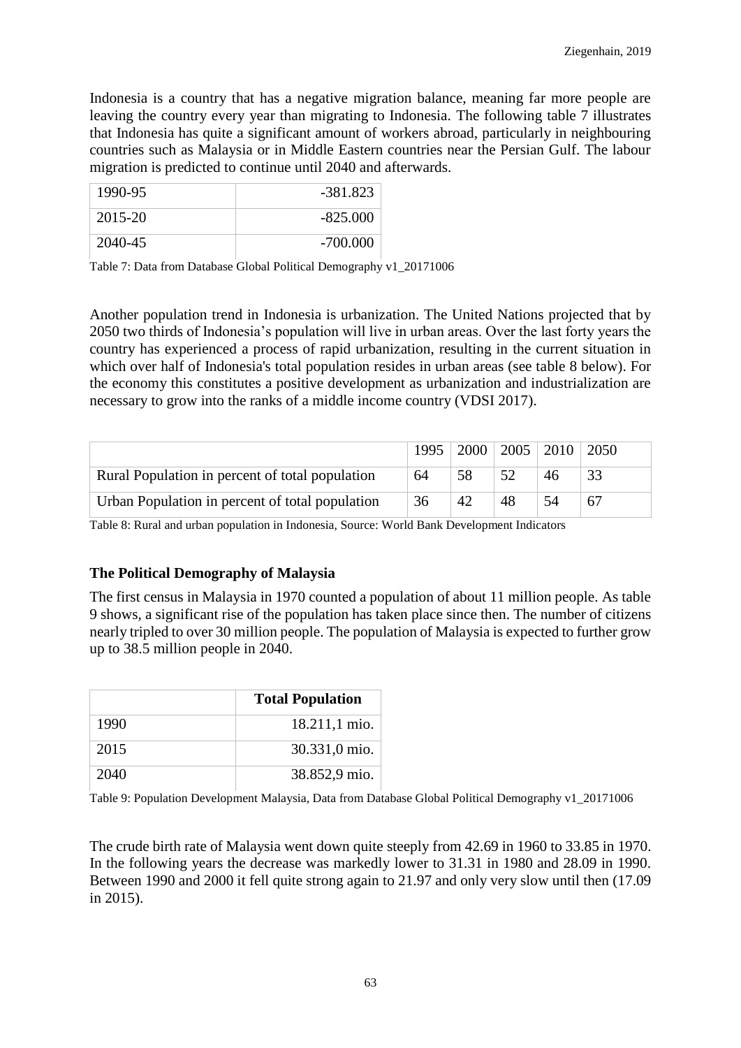Indonesia is a country that has a negative migration balance, meaning far more people are leaving the country every year than migrating to Indonesia. The following table 7 illustrates that Indonesia has quite a significant amount of workers abroad, particularly in neighbouring countries such as Malaysia or in Middle Eastern countries near the Persian Gulf. The labour migration is predicted to continue until 2040 and afterwards.

| | |
|---|---|
| 1990-95 | -381.823 |
| 2015-20 | -825.000 |
| 2040-45 | -700.000 |

Table 7: Data from Database Global Political Demography v1_20171006

Another population trend in Indonesia is urbanization. The United Nations projected that by 2050 two thirds of Indonesia's population will live in urban areas. Over the last forty years the country has experienced a process of rapid urbanization, resulting in the current situation in which over half of Indonesia's total population resides in urban areas (see table 8 below). For the economy this constitutes a positive development as urbanization and industrialization are necessary to grow into the ranks of a middle income country (VDSI 2017).

| | 1995 | 2000 | 2005 | 2010 | 2050 |
|---|---|---|---|---|---|
| Rural Population in percent of total population | 64 | 58 | 52 | 46 | 33 |
| Urban Population in percent of total population | 36 | 42 | 48 | 54 | 67 |

Table 8: Rural and urban population in Indonesia, Source: World Bank Development Indicators

### The Political Demography of Malaysia

The first census in Malaysia in 1970 counted a population of about 11 million people. As table 9 shows, a significant rise of the population has taken place since then. The number of citizens nearly tripled to over 30 million people. The population of Malaysia is expected to further grow up to 38.5 million people in 2040.

| | **Total Population** |
|---|---|
| 1990 | 18.211,1 mio. |
| 2015 | 30.331,0 mio. |
| 2040 | 38.852,9 mio. |

Table 9: Population Development Malaysia, Data from Database Global Political Demography v1_20171006

The crude birth rate of Malaysia went down quite steeply from 42.69 in 1960 to 33.85 in 1970. In the following years the decrease was markedly lower to 31.31 in 1980 and 28.09 in 1990. Between 1990 and 2000 it fell quite strong again to 21.97 and only very slow until then (17.09 in 2015).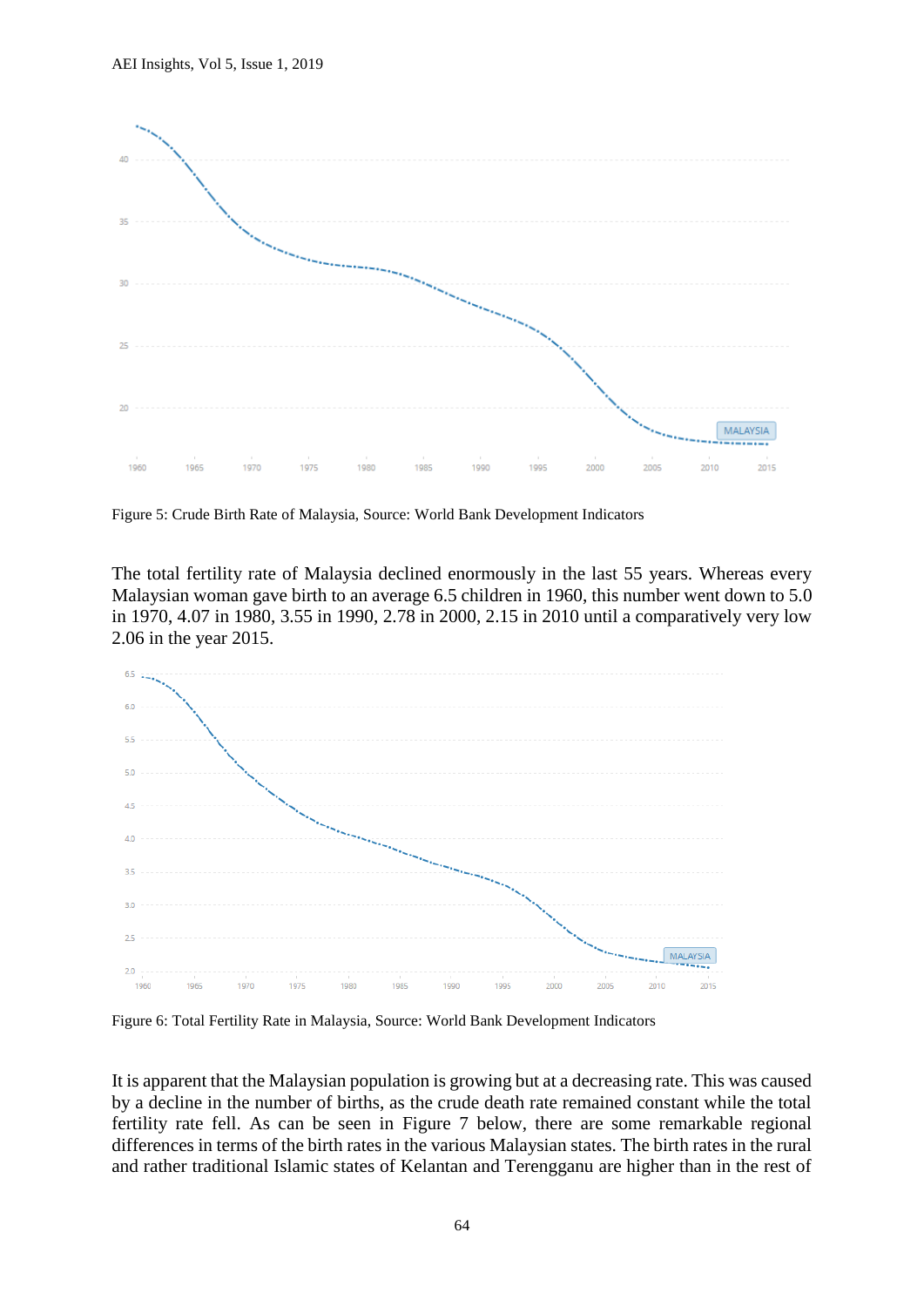Figure 5: Crude Birth Rate of Malaysia, Source: World Bank Development Indicators

The total fertility rate of Malaysia declined enormously in the last 55 years. Whereas every Malaysian woman gave birth to an average 6.5 children in 1960, this number went down to 5.0 in 1970, 4.07 in 1980, 3.55 in 1990, 2.78 in 2000, 2.15 in 2010 until a comparatively very low 2.06 in the year 2015.

Figure 6: Total Fertility Rate in Malaysia, Source: World Bank Development Indicators

It is apparent that the Malaysian population is growing but at a decreasing rate. This was caused by a decline in the number of births, as the crude death rate remained constant while the total fertility rate fell. As can be seen in Figure 7 below, there are some remarkable regional differences in terms of the birth rates in the various Malaysian states. The birth rates in the rural and rather traditional Islamic states of Kelantan and Terengganu are higher than in the rest of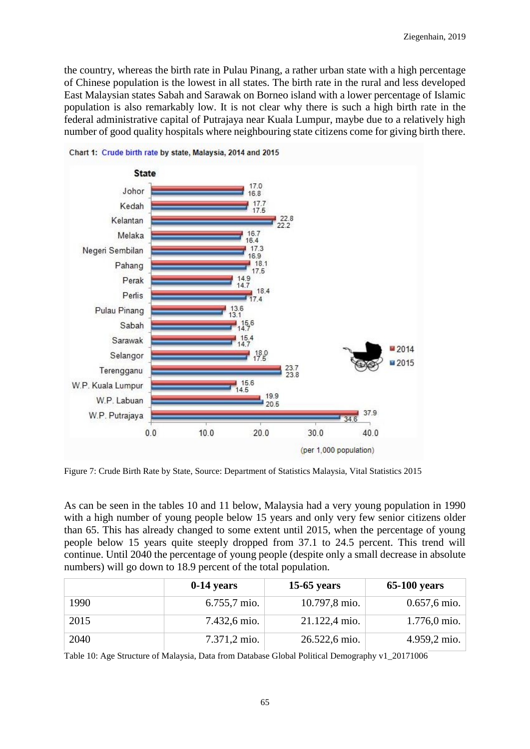the country, whereas the birth rate in Pulau Pinang, a rather urban state with a high percentage of Chinese population is the lowest in all states. The birth rate in the rural and less developed East Malaysian states Sabah and Sarawak on Borneo island with a lower percentage of Islamic population is also remarkably low. It is not clear why there is such a high birth rate in the federal administrative capital of Putrajaya near Kuala Lumpur, maybe due to a relatively high number of good quality hospitals where neighbouring state citizens come for giving birth there.

**Chart 1: Crude birth rate by state, Malaysia, 2014 and 2015**

(per 1,000 population)

| State | 2014 | 2015 |
|---|---|---|
| Johor | 17.0 | 16.8 |
| Kedah | 17.7 | 17.5 |
| Kelantan | 22.8 | 22.2 |
| Melaka | 16.7 | 16.4 |
| Negeri Sembilan | 17.3 | 16.9 |
| Pahang | 18.1 | 17.5 |
| Perak | 14.9 | 14.7 |
| Perlis | 18.4 | 17.4 |
| Pulau Pinang | 13.6 | 13.1 |
| Sabah | 15.6 | 14.7 |
| Sarawak | 15.4 | 14.7 |
| Selangor | 18.0 | 17.5 |
| Terengganu | 23.7 | 23.8 |
| W.P. Kuala Lumpur | 15.6 | 14.5 |
| W.P. Labuan | 19.9 | 20.5 |
| W.P. Putrajaya | 37.9 | 34.6 |

Figure 7: Crude Birth Rate by State, Source: Department of Statistics Malaysia, Vital Statistics 2015

As can be seen in the tables 10 and 11 below, Malaysia had a very young population in 1990 with a high number of young people below 15 years and only very few senior citizens older than 65. This has already changed to some extent until 2015, when the percentage of young people below 15 years quite steeply dropped from 37.1 to 24.5 percent. This trend will continue. Until 2040 the percentage of young people (despite only a small decrease in absolute numbers) will go down to 18.9 percent of the total population.

| | 0-14 years | 15-65 years | 65-100 years |
|---|---|---|---|
| 1990 | 6.755,7 mio. | 10.797,8 mio. | 0.657,6 mio. |
| 2015 | 7.432,6 mio. | 21.122,4 mio. | 1.776,0 mio. |
| 2040 | 7.371,2 mio. | 26.522,6 mio. | 4.959,2 mio. |

Table 10: Age Structure of Malaysia, Data from Database Global Political Demography v1_20171006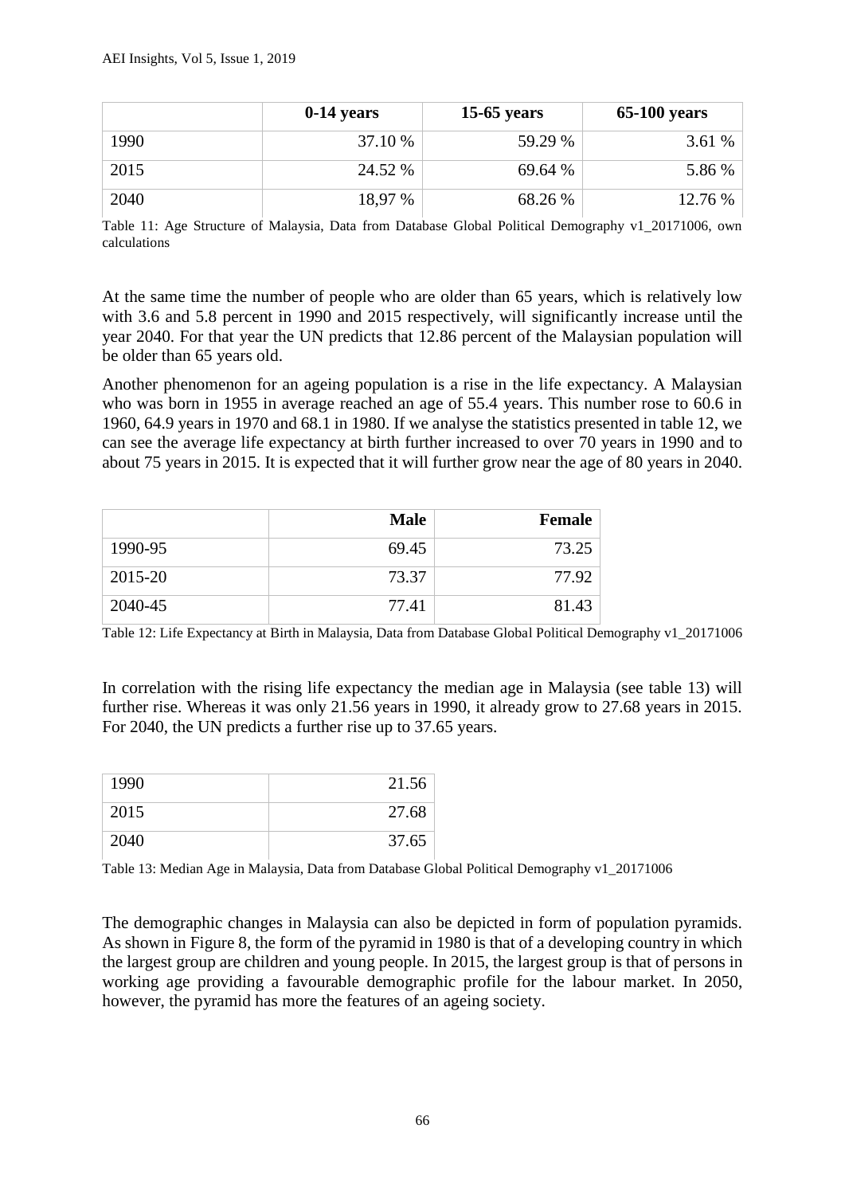| | 0-14 years | 15-65 years | 65-100 years |
|---|---|---|---|
| 1990 | 37.10 % | 59.29 % | 3.61 % |
| 2015 | 24.52 % | 69.64 % | 5.86 % |
| 2040 | 18,97 % | 68.26 % | 12.76 % |

Table 11: Age Structure of Malaysia, Data from Database Global Political Demography v1_20171006, own calculations

At the same time the number of people who are older than 65 years, which is relatively low with 3.6 and 5.8 percent in 1990 and 2015 respectively, will significantly increase until the year 2040. For that year the UN predicts that 12.86 percent of the Malaysian population will be older than 65 years old.

Another phenomenon for an ageing population is a rise in the life expectancy. A Malaysian who was born in 1955 in average reached an age of 55.4 years. This number rose to 60.6 in 1960, 64.9 years in 1970 and 68.1 in 1980. If we analyse the statistics presented in table 12, we can see the average life expectancy at birth further increased to over 70 years in 1990 and to about 75 years in 2015. It is expected that it will further grow near the age of 80 years in 2040.

| | Male | Female |
|---|---|---|
| 1990-95 | 69.45 | 73.25 |
| 2015-20 | 73.37 | 77.92 |
| 2040-45 | 77.41 | 81.43 |

Table 12: Life Expectancy at Birth in Malaysia, Data from Database Global Political Demography v1_20171006

In correlation with the rising life expectancy the median age in Malaysia (see table 13) will further rise. Whereas it was only 21.56 years in 1990, it already grow to 27.68 years in 2015. For 2040, the UN predicts a further rise up to 37.65 years.

| | |
|---|---|
| 1990 | 21.56 |
| 2015 | 27.68 |
| 2040 | 37.65 |

Table 13: Median Age in Malaysia, Data from Database Global Political Demography v1_20171006

The demographic changes in Malaysia can also be depicted in form of population pyramids. As shown in Figure 8, the form of the pyramid in 1980 is that of a developing country in which the largest group are children and young people. In 2015, the largest group is that of persons in working age providing a favourable demographic profile for the labour market. In 2050, however, the pyramid has more the features of an ageing society.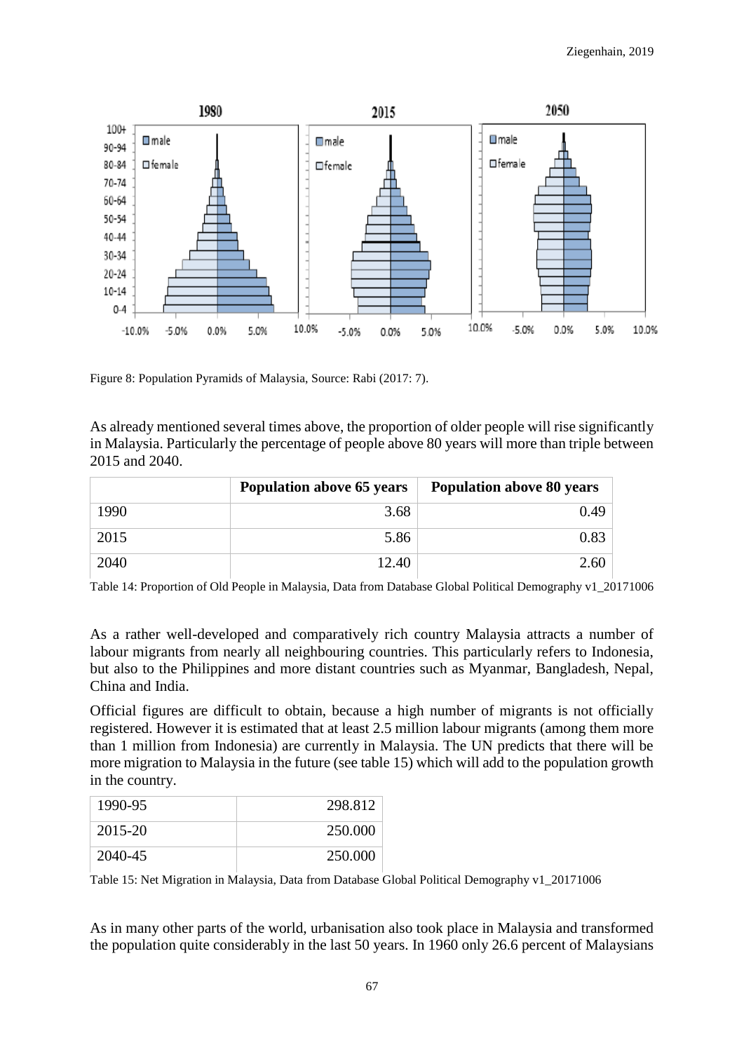Figure 8: Population Pyramids of Malaysia, Source: Rabi (2017: 7).

As already mentioned several times above, the proportion of older people will rise significantly in Malaysia. Particularly the percentage of people above 80 years will more than triple between 2015 and 2040.

| | Population above 65 years | Population above 80 years |
|---|---|---|
| 1990 | 3.68 | 0.49 |
| 2015 | 5.86 | 0.83 |
| 2040 | 12.40 | 2.60 |

Table 14: Proportion of Old People in Malaysia, Data from Database Global Political Demography v1_20171006

As a rather well-developed and comparatively rich country Malaysia attracts a number of labour migrants from nearly all neighbouring countries. This particularly refers to Indonesia, but also to the Philippines and more distant countries such as Myanmar, Bangladesh, Nepal, China and India.

Official figures are difficult to obtain, because a high number of migrants is not officially registered. However it is estimated that at least 2.5 million labour migrants (among them more than 1 million from Indonesia) are currently in Malaysia. The UN predicts that there will be more migration to Malaysia in the future (see table 15) which will add to the population growth in the country.

| | |
|---|---|
| 1990-95 | 298.812 |
| 2015-20 | 250.000 |
| 2040-45 | 250.000 |

Table 15: Net Migration in Malaysia, Data from Database Global Political Demography v1_20171006

As in many other parts of the world, urbanisation also took place in Malaysia and transformed the population quite considerably in the last 50 years. In 1960 only 26.6 percent of Malaysians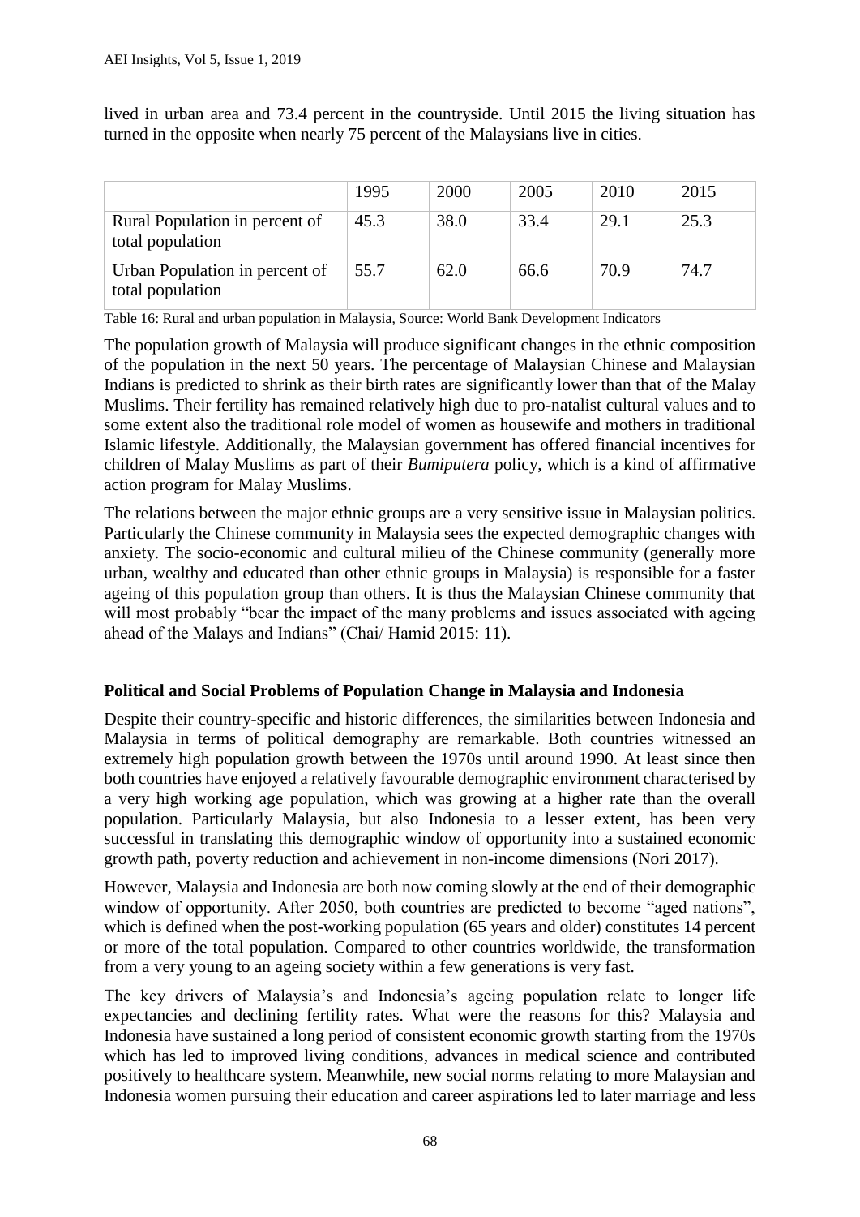lived in urban area and 73.4 percent in the countryside. Until 2015 the living situation has turned in the opposite when nearly 75 percent of the Malaysians live in cities.

| | 1995 | 2000 | 2005 | 2010 | 2015 |
|---|---|---|---|---|---|
| Rural Population in percent of total population | 45.3 | 38.0 | 33.4 | 29.1 | 25.3 |
| Urban Population in percent of total population | 55.7 | 62.0 | 66.6 | 70.9 | 74.7 |

Table 16: Rural and urban population in Malaysia, Source: World Bank Development Indicators

The population growth of Malaysia will produce significant changes in the ethnic composition of the population in the next 50 years. The percentage of Malaysian Chinese and Malaysian Indians is predicted to shrink as their birth rates are significantly lower than that of the Malay Muslims. Their fertility has remained relatively high due to pro-natalist cultural values and to some extent also the traditional role model of women as housewife and mothers in traditional Islamic lifestyle. Additionally, the Malaysian government has offered financial incentives for children of Malay Muslims as part of their *Bumiputera* policy, which is a kind of affirmative action program for Malay Muslims.

The relations between the major ethnic groups are a very sensitive issue in Malaysian politics. Particularly the Chinese community in Malaysia sees the expected demographic changes with anxiety. The socio-economic and cultural milieu of the Chinese community (generally more urban, wealthy and educated than other ethnic groups in Malaysia) is responsible for a faster ageing of this population group than others. It is thus the Malaysian Chinese community that will most probably "bear the impact of the many problems and issues associated with ageing ahead of the Malays and Indians" (Chai/ Hamid 2015: 11).

## Political and Social Problems of Population Change in Malaysia and Indonesia

Despite their country-specific and historic differences, the similarities between Indonesia and Malaysia in terms of political demography are remarkable. Both countries witnessed an extremely high population growth between the 1970s until around 1990. At least since then both countries have enjoyed a relatively favourable demographic environment characterised by a very high working age population, which was growing at a higher rate than the overall population. Particularly Malaysia, but also Indonesia to a lesser extent, has been very successful in translating this demographic window of opportunity into a sustained economic growth path, poverty reduction and achievement in non-income dimensions (Nori 2017).

However, Malaysia and Indonesia are both now coming slowly at the end of their demographic window of opportunity. After 2050, both countries are predicted to become "aged nations", which is defined when the post-working population (65 years and older) constitutes 14 percent or more of the total population. Compared to other countries worldwide, the transformation from a very young to an ageing society within a few generations is very fast.

The key drivers of Malaysia's and Indonesia's ageing population relate to longer life expectancies and declining fertility rates. What were the reasons for this? Malaysia and Indonesia have sustained a long period of consistent economic growth starting from the 1970s which has led to improved living conditions, advances in medical science and contributed positively to healthcare system. Meanwhile, new social norms relating to more Malaysian and Indonesia women pursuing their education and career aspirations led to later marriage and less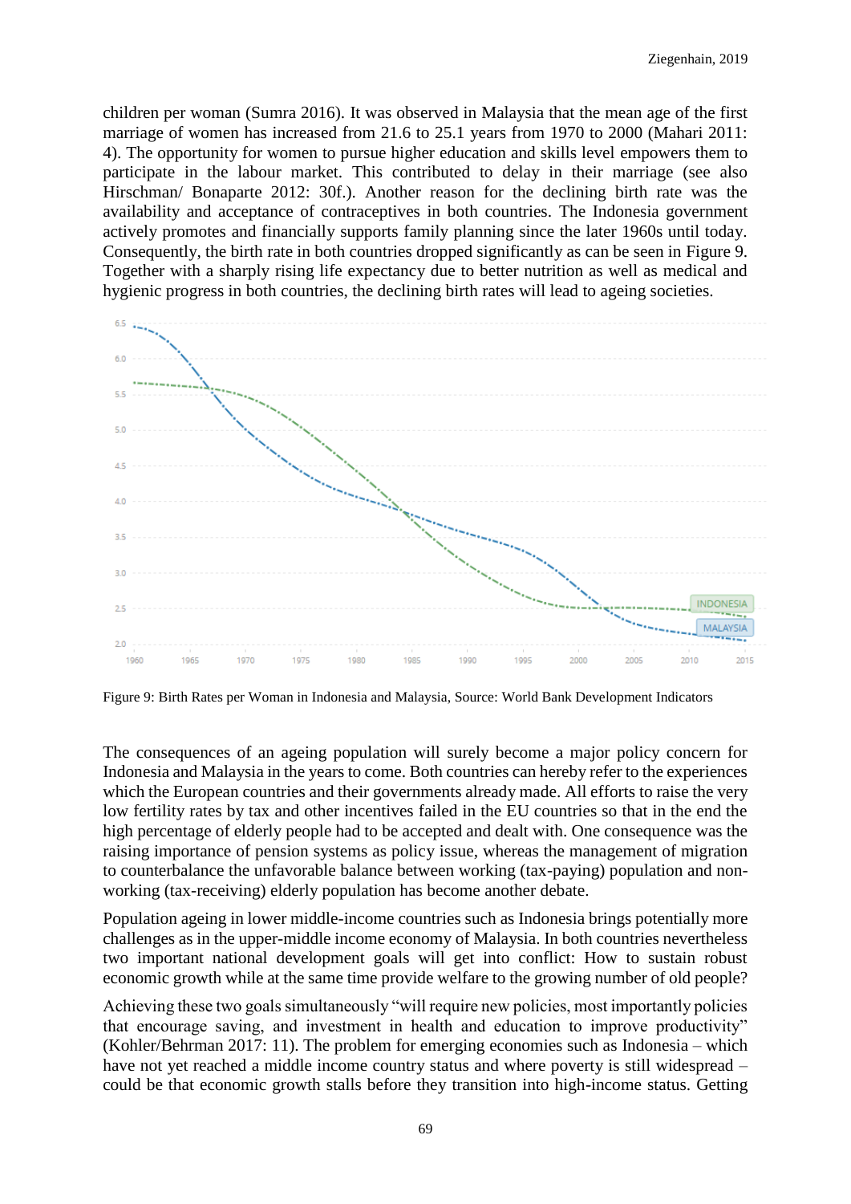children per woman (Sumra 2016). It was observed in Malaysia that the mean age of the first marriage of women has increased from 21.6 to 25.1 years from 1970 to 2000 (Mahari 2011: 4). The opportunity for women to pursue higher education and skills level empowers them to participate in the labour market. This contributed to delay in their marriage (see also Hirschman/ Bonaparte 2012: 30f.). Another reason for the declining birth rate was the availability and acceptance of contraceptives in both countries. The Indonesia government actively promotes and financially supports family planning since the later 1960s until today. Consequently, the birth rate in both countries dropped significantly as can be seen in Figure 9. Together with a sharply rising life expectancy due to better nutrition as well as medical and hygienic progress in both countries, the declining birth rates will lead to ageing societies.

Figure 9: Birth Rates per Woman in Indonesia and Malaysia, Source: World Bank Development Indicators

The consequences of an ageing population will surely become a major policy concern for Indonesia and Malaysia in the years to come. Both countries can hereby refer to the experiences which the European countries and their governments already made. All efforts to raise the very low fertility rates by tax and other incentives failed in the EU countries so that in the end the high percentage of elderly people had to be accepted and dealt with. One consequence was the raising importance of pension systems as policy issue, whereas the management of migration to counterbalance the unfavorable balance between working (tax-paying) population and non-working (tax-receiving) elderly population has become another debate.

Population ageing in lower middle-income countries such as Indonesia brings potentially more challenges as in the upper-middle income economy of Malaysia. In both countries nevertheless two important national development goals will get into conflict: How to sustain robust economic growth while at the same time provide welfare to the growing number of old people?

Achieving these two goals simultaneously "will require new policies, most importantly policies that encourage saving, and investment in health and education to improve productivity" (Kohler/Behrman 2017: 11). The problem for emerging economies such as Indonesia – which have not yet reached a middle income country status and where poverty is still widespread – could be that economic growth stalls before they transition into high-income status. Getting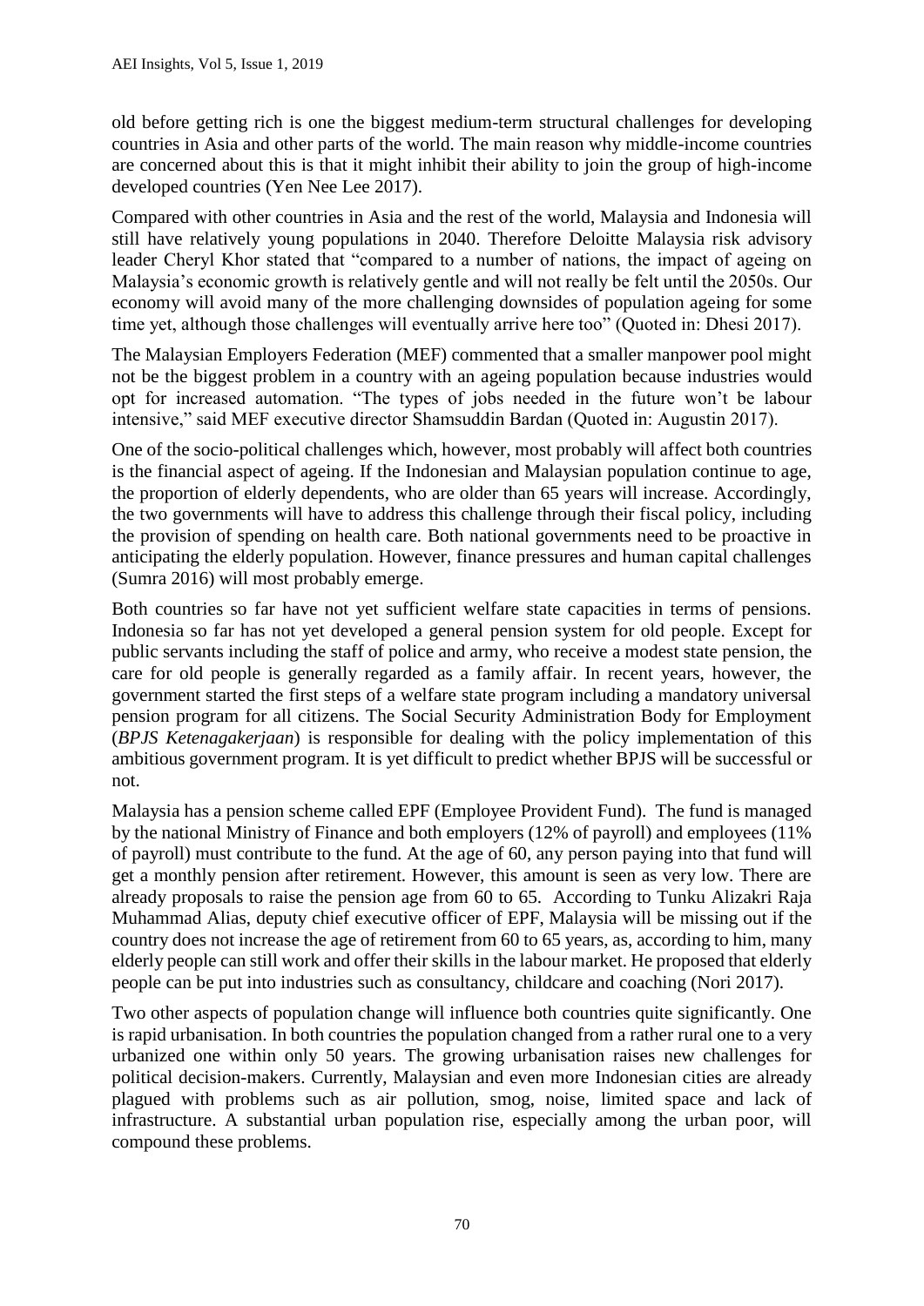old before getting rich is one the biggest medium-term structural challenges for developing countries in Asia and other parts of the world. The main reason why middle-income countries are concerned about this is that it might inhibit their ability to join the group of high-income developed countries (Yen Nee Lee 2017).

Compared with other countries in Asia and the rest of the world, Malaysia and Indonesia will still have relatively young populations in 2040. Therefore Deloitte Malaysia risk advisory leader Cheryl Khor stated that "compared to a number of nations, the impact of ageing on Malaysia's economic growth is relatively gentle and will not really be felt until the 2050s. Our economy will avoid many of the more challenging downsides of population ageing for some time yet, although those challenges will eventually arrive here too" (Quoted in: Dhesi 2017).

The Malaysian Employers Federation (MEF) commented that a smaller manpower pool might not be the biggest problem in a country with an ageing population because industries would opt for increased automation. "The types of jobs needed in the future won't be labour intensive," said MEF executive director Shamsuddin Bardan (Quoted in: Augustin 2017).

One of the socio-political challenges which, however, most probably will affect both countries is the financial aspect of ageing. If the Indonesian and Malaysian population continue to age, the proportion of elderly dependents, who are older than 65 years will increase. Accordingly, the two governments will have to address this challenge through their fiscal policy, including the provision of spending on health care. Both national governments need to be proactive in anticipating the elderly population. However, finance pressures and human capital challenges (Sumra 2016) will most probably emerge.

Both countries so far have not yet sufficient welfare state capacities in terms of pensions. Indonesia so far has not yet developed a general pension system for old people. Except for public servants including the staff of police and army, who receive a modest state pension, the care for old people is generally regarded as a family affair. In recent years, however, the government started the first steps of a welfare state program including a mandatory universal pension program for all citizens. The Social Security Administration Body for Employment (*BPJS Ketenagakerjaan*) is responsible for dealing with the policy implementation of this ambitious government program. It is yet difficult to predict whether BPJS will be successful or not.

Malaysia has a pension scheme called EPF (Employee Provident Fund). The fund is managed by the national Ministry of Finance and both employers (12% of payroll) and employees (11% of payroll) must contribute to the fund. At the age of 60, any person paying into that fund will get a monthly pension after retirement. However, this amount is seen as very low. There are already proposals to raise the pension age from 60 to 65. According to Tunku Alizakri Raja Muhammad Alias, deputy chief executive officer of EPF, Malaysia will be missing out if the country does not increase the age of retirement from 60 to 65 years, as, according to him, many elderly people can still work and offer their skills in the labour market. He proposed that elderly people can be put into industries such as consultancy, childcare and coaching (Nori 2017).

Two other aspects of population change will influence both countries quite significantly. One is rapid urbanisation. In both countries the population changed from a rather rural one to a very urbanized one within only 50 years. The growing urbanisation raises new challenges for political decision-makers. Currently, Malaysian and even more Indonesian cities are already plagued with problems such as air pollution, smog, noise, limited space and lack of infrastructure. A substantial urban population rise, especially among the urban poor, will compound these problems.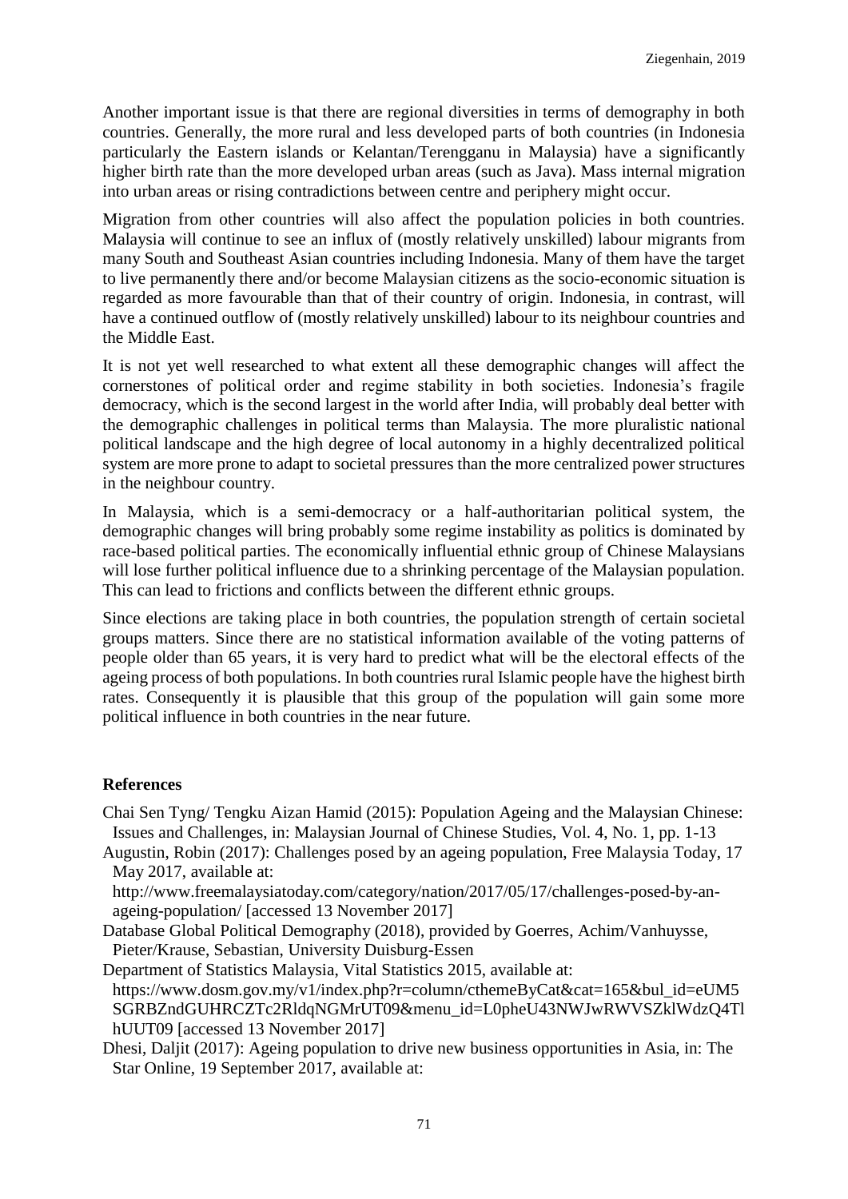Another important issue is that there are regional diversities in terms of demography in both countries. Generally, the more rural and less developed parts of both countries (in Indonesia particularly the Eastern islands or Kelantan/Terengganu in Malaysia) have a significantly higher birth rate than the more developed urban areas (such as Java). Mass internal migration into urban areas or rising contradictions between centre and periphery might occur.

Migration from other countries will also affect the population policies in both countries. Malaysia will continue to see an influx of (mostly relatively unskilled) labour migrants from many South and Southeast Asian countries including Indonesia. Many of them have the target to live permanently there and/or become Malaysian citizens as the socio-economic situation is regarded as more favourable than that of their country of origin. Indonesia, in contrast, will have a continued outflow of (mostly relatively unskilled) labour to its neighbour countries and the Middle East.

It is not yet well researched to what extent all these demographic changes will affect the cornerstones of political order and regime stability in both societies. Indonesia's fragile democracy, which is the second largest in the world after India, will probably deal better with the demographic challenges in political terms than Malaysia. The more pluralistic national political landscape and the high degree of local autonomy in a highly decentralized political system are more prone to adapt to societal pressures than the more centralized power structures in the neighbour country.

In Malaysia, which is a semi-democracy or a half-authoritarian political system, the demographic changes will bring probably some regime instability as politics is dominated by race-based political parties. The economically influential ethnic group of Chinese Malaysians will lose further political influence due to a shrinking percentage of the Malaysian population. This can lead to frictions and conflicts between the different ethnic groups.

Since elections are taking place in both countries, the population strength of certain societal groups matters. Since there are no statistical information available of the voting patterns of people older than 65 years, it is very hard to predict what will be the electoral effects of the ageing process of both populations. In both countries rural Islamic people have the highest birth rates. Consequently it is plausible that this group of the population will gain some more political influence in both countries in the near future.

## References

Chai Sen Tyng/ Tengku Aizan Hamid (2015): Population Ageing and the Malaysian Chinese: Issues and Challenges, in: Malaysian Journal of Chinese Studies, Vol. 4, No. 1, pp. 1-13

Augustin, Robin (2017): Challenges posed by an ageing population, Free Malaysia Today, 17 May 2017, available at: http://www.freemalaysiatoday.com/category/nation/2017/05/17/challenges-posed-by-an-ageing-population/ [accessed 13 November 2017]

Database Global Political Demography (2018), provided by Goerres, Achim/Vanhuysse, Pieter/Krause, Sebastian, University Duisburg-Essen

Department of Statistics Malaysia, Vital Statistics 2015, available at: https://www.dosm.gov.my/v1/index.php?r=column/cthemeByCat&cat=165&bul_id=eUM5SGRBZndGUHRCZTc2RldqNGMrUT09&menu_id=L0pheU43NWJwRWVSZklWdzQ4TlhUUT09 [accessed 13 November 2017]

Dhesi, Daljit (2017): Ageing population to drive new business opportunities in Asia, in: The Star Online, 19 September 2017, available at: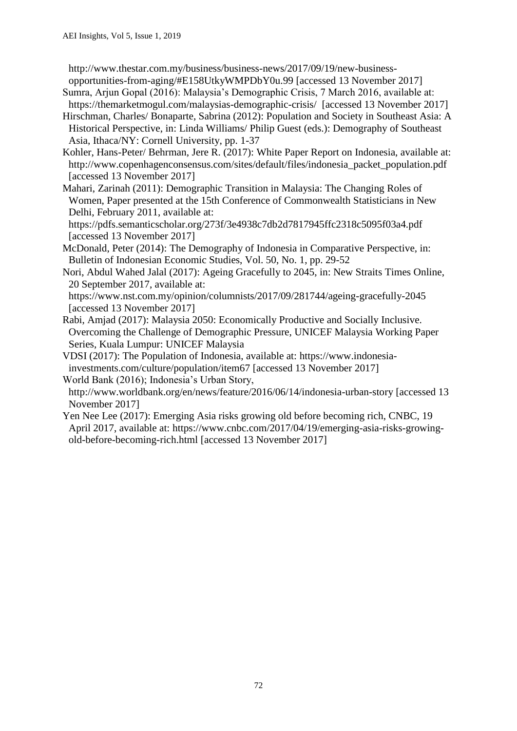http://www.thestar.com.my/business/business-news/2017/09/19/new-business-opportunities-from-aging/#E158UtkyWMPDbY0u.99 [accessed 13 November 2017]

Sumra, Arjun Gopal (2016): Malaysia's Demographic Crisis, 7 March 2016, available at: https://themarketmogul.com/malaysias-demographic-crisis/ [accessed 13 November 2017]

Hirschman, Charles/ Bonaparte, Sabrina (2012): Population and Society in Southeast Asia: A Historical Perspective, in: Linda Williams/ Philip Guest (eds.): Demography of Southeast Asia, Ithaca/NY: Cornell University, pp. 1-37

Kohler, Hans-Peter/ Behrman, Jere R. (2017): White Paper Report on Indonesia, available at: http://www.copenhagenconsensus.com/sites/default/files/indonesia_packet_population.pdf [accessed 13 November 2017]

Mahari, Zarinah (2011): Demographic Transition in Malaysia: The Changing Roles of Women, Paper presented at the 15th Conference of Commonwealth Statisticians in New Delhi, February 2011, available at: https://pdfs.semanticscholar.org/273f/3e4938c7db2d7817945ffc2318c5095f03a4.pdf [accessed 13 November 2017]

McDonald, Peter (2014): The Demography of Indonesia in Comparative Perspective, in: Bulletin of Indonesian Economic Studies, Vol. 50, No. 1, pp. 29-52

Nori, Abdul Wahed Jalal (2017): Ageing Gracefully to 2045, in: New Straits Times Online, 20 September 2017, available at: https://www.nst.com.my/opinion/columnists/2017/09/281744/ageing-gracefully-2045 [accessed 13 November 2017]

Rabi, Amjad (2017): Malaysia 2050: Economically Productive and Socially Inclusive. Overcoming the Challenge of Demographic Pressure, UNICEF Malaysia Working Paper Series, Kuala Lumpur: UNICEF Malaysia

VDSI (2017): The Population of Indonesia, available at: https://www.indonesia-investments.com/culture/population/item67 [accessed 13 November 2017]

World Bank (2016); Indonesia's Urban Story, http://www.worldbank.org/en/news/feature/2016/06/14/indonesia-urban-story [accessed 13 November 2017]

Yen Nee Lee (2017): Emerging Asia risks growing old before becoming rich, CNBC, 19 April 2017, available at: https://www.cnbc.com/2017/04/19/emerging-asia-risks-growing-old-before-becoming-rich.html [accessed 13 November 2017]